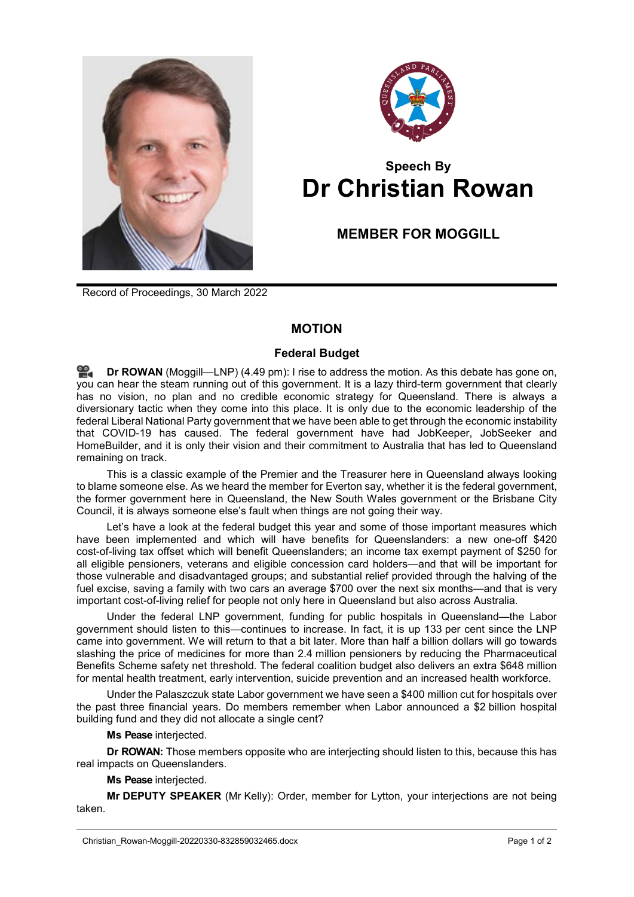# Speech By Dr Christian Rowan

## MEMBER FOR MOGGILL

Record of Proceedings, 30 March 2022

## MOTION

### Federal Budget

**Dr ROWAN** (Moggill—LNP) (4.49 pm): I rise to address the motion. As this debate has gone on, you can hear the steam running out of this government. It is a lazy third-term government that clearly has no vision, no plan and no credible economic strategy for Queensland. There is always a diversionary tactic when they come into this place. It is only due to the economic leadership of the federal Liberal National Party government that we have been able to get through the economic instability that COVID-19 has caused. The federal government have had JobKeeper, JobSeeker and HomeBuilder, and it is only their vision and their commitment to Australia that has led to Queensland remaining on track.

This is a classic example of the Premier and the Treasurer here in Queensland always looking to blame someone else. As we heard the member for Everton say, whether it is the federal government, the former government here in Queensland, the New South Wales government or the Brisbane City Council, it is always someone else's fault when things are not going their way.

Let's have a look at the federal budget this year and some of those important measures which have been implemented and which will have benefits for Queenslanders: a new one-off $420 cost-of-living tax offset which will benefit Queenslanders; an income tax exempt payment of $250 for all eligible pensioners, veterans and eligible concession card holders—and that will be important for those vulnerable and disadvantaged groups; and substantial relief provided through the halving of the fuel excise, saving a family with two cars an average $700 over the next six months—and that is very important cost-of-living relief for people not only here in Queensland but also across Australia.

Under the federal LNP government, funding for public hospitals in Queensland—the Labor government should listen to this—continues to increase. In fact, it is up 133 per cent since the LNP came into government. We will return to that a bit later. More than half a billion dollars will go towards slashing the price of medicines for more than 2.4 million pensioners by reducing the Pharmaceutical Benefits Scheme safety net threshold. The federal coalition budget also delivers an extra $648 million for mental health treatment, early intervention, suicide prevention and an increased health workforce.

Under the Palaszczuk state Labor government we have seen a $400 million cut for hospitals over the past three financial years. Do members remember when Labor announced a $2 billion hospital building fund and they did not allocate a single cent?

**Ms Pease** interjected.

**Dr ROWAN:** Those members opposite who are interjecting should listen to this, because this has real impacts on Queenslanders.

**Ms Pease** interjected.

**Mr DEPUTY SPEAKER** (Mr Kelly): Order, member for Lytton, your interjections are not being taken.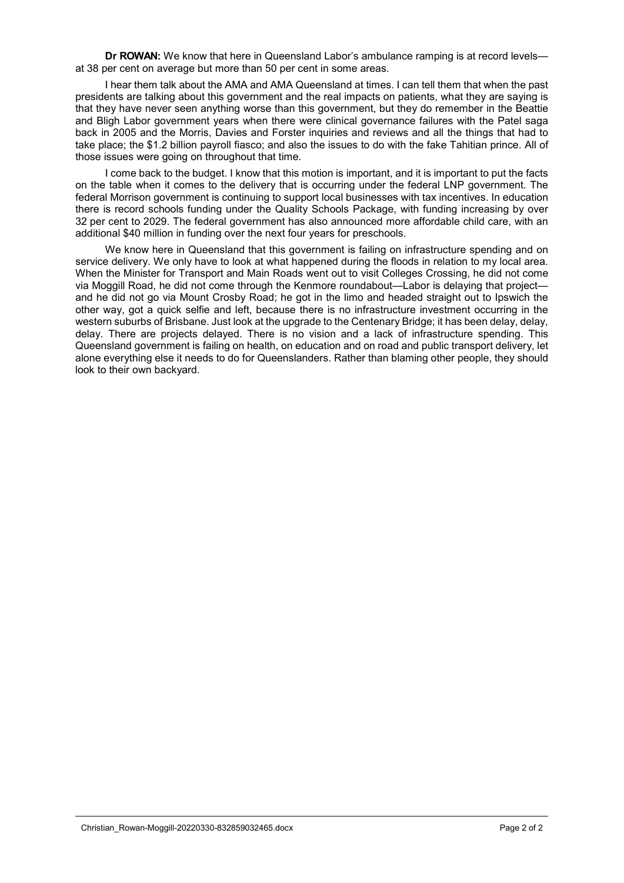**Dr ROWAN:** We know that here in Queensland Labor's ambulance ramping is at record levels—at 38 per cent on average but more than 50 per cent in some areas.

I hear them talk about the AMA and AMA Queensland at times. I can tell them that when the past presidents are talking about this government and the real impacts on patients, what they are saying is that they have never seen anything worse than this government, but they do remember in the Beattie and Bligh Labor government years when there were clinical governance failures with the Patel saga back in 2005 and the Morris, Davies and Forster inquiries and reviews and all the things that had to take place; the $1.2 billion payroll fiasco; and also the issues to do with the fake Tahitian prince. All of those issues were going on throughout that time.

I come back to the budget. I know that this motion is important, and it is important to put the facts on the table when it comes to the delivery that is occurring under the federal LNP government. The federal Morrison government is continuing to support local businesses with tax incentives. In education there is record schools funding under the Quality Schools Package, with funding increasing by over 32 per cent to 2029. The federal government has also announced more affordable child care, with an additional $40 million in funding over the next four years for preschools.

We know here in Queensland that this government is failing on infrastructure spending and on service delivery. We only have to look at what happened during the floods in relation to my local area. When the Minister for Transport and Main Roads went out to visit Colleges Crossing, he did not come via Moggill Road, he did not come through the Kenmore roundabout—Labor is delaying that project—and he did not go via Mount Crosby Road; he got in the limo and headed straight out to Ipswich the other way, got a quick selfie and left, because there is no infrastructure investment occurring in the western suburbs of Brisbane. Just look at the upgrade to the Centenary Bridge; it has been delay, delay, delay. There are projects delayed. There is no vision and a lack of infrastructure spending. This Queensland government is failing on health, on education and on road and public transport delivery, let alone everything else it needs to do for Queenslanders. Rather than blaming other people, they should look to their own backyard.